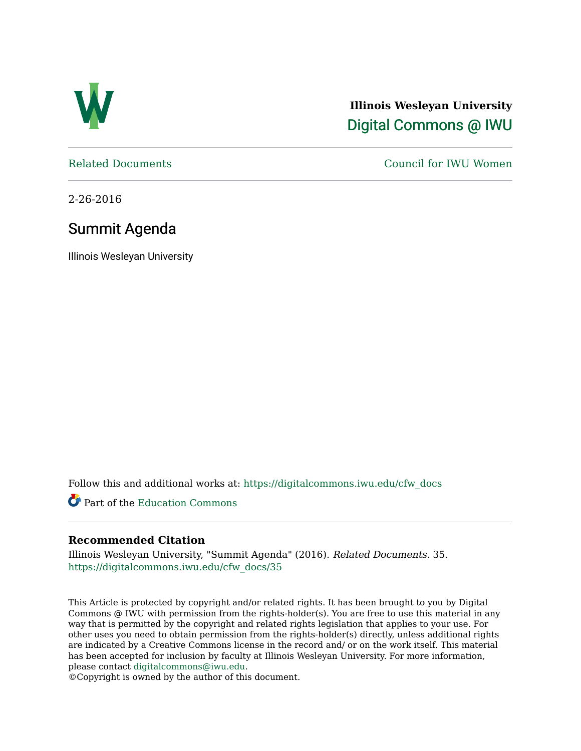Illinois Wesleyan University

Digital Commons @ IWU

Related Documents

Council for IWU Women

2-26-2016

# Summit Agenda

Illinois Wesleyan University

Follow this and additional works at: https://digitalcommons.iwu.edu/cfw_docs

Part of the Education Commons

### Recommended Citation

Illinois Wesleyan University, "Summit Agenda" (2016). *Related Documents*. 35.
https://digitalcommons.iwu.edu/cfw_docs/35

This Article is protected by copyright and/or related rights. It has been brought to you by Digital Commons @ IWU with permission from the rights-holder(s). You are free to use this material in any way that is permitted by the copyright and related rights legislation that applies to your use. For other uses you need to obtain permission from the rights-holder(s) directly, unless additional rights are indicated by a Creative Commons license in the record and/ or on the work itself. This material has been accepted for inclusion by faculty at Illinois Wesleyan University. For more information, please contact digitalcommons@iwu.edu.
©Copyright is owned by the author of this document.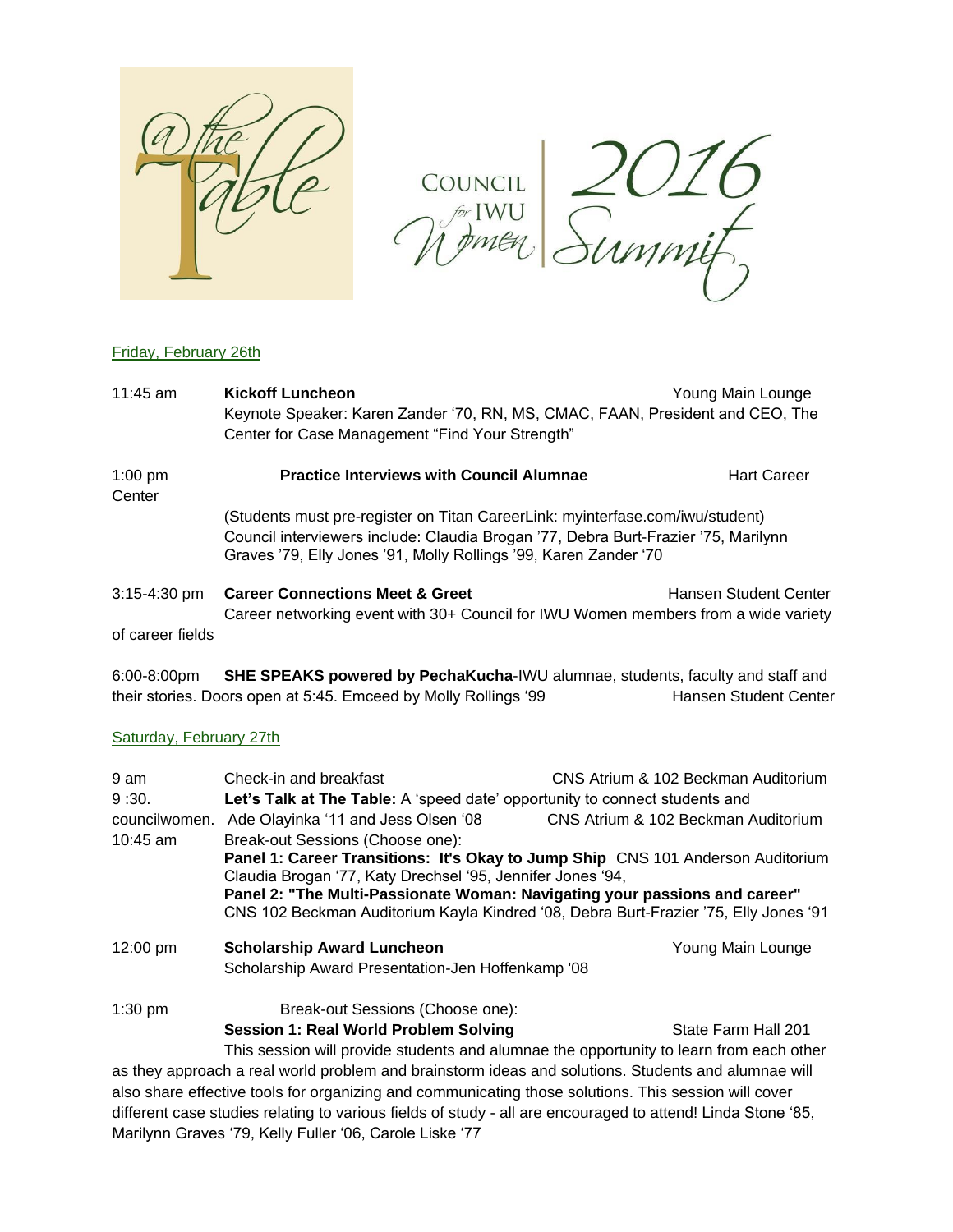Council for IWU Women | 2016 Summit

@ the Table

Friday, February 26th

11:45 am **Kickoff Luncheon** Young Main Lounge
Keynote Speaker: Karen Zander '70, RN, MS, CMAC, FAAN, President and CEO, The Center for Case Management "Find Your Strength"

1:00 pm **Practice Interviews with Council Alumnae** Hart Career Center
(Students must pre-register on Titan CareerLink: myinterfase.com/iwu/student)
Council interviewers include: Claudia Brogan '77, Debra Burt-Frazier '75, Marilynn Graves '79, Elly Jones '91, Molly Rollings '99, Karen Zander '70

3:15-4:30 pm **Career Connections Meet & Greet** Hansen Student Center
Career networking event with 30+ Council for IWU Women members from a wide variety of career fields

6:00-8:00pm **SHE SPEAKS powered by PechaKucha**-IWU alumnae, students, faculty and staff and their stories. Doors open at 5:45. Emceed by Molly Rollings '99 Hansen Student Center

Saturday, February 27th

9 am Check-in and breakfast CNS Atrium & 102 Beckman Auditorium

9 :30. **Let's Talk at The Table:** A 'speed date' opportunity to connect students and councilwomen. Ade Olayinka '11 and Jess Olsen '08 CNS Atrium & 102 Beckman Auditorium

10:45 am Break-out Sessions (Choose one):
**Panel 1: Career Transitions: It's Okay to Jump Ship** CNS 101 Anderson Auditorium
Claudia Brogan '77, Katy Drechsel '95, Jennifer Jones '94,
**Panel 2: "The Multi-Passionate Woman: Navigating your passions and career"**
CNS 102 Beckman Auditorium Kayla Kindred '08, Debra Burt-Frazier '75, Elly Jones '91

12:00 pm **Scholarship Award Luncheon** Young Main Lounge
Scholarship Award Presentation-Jen Hoffenkamp '08

1:30 pm Break-out Sessions (Choose one):
**Session 1: Real World Problem Solving** State Farm Hall 201
This session will provide students and alumnae the opportunity to learn from each other as they approach a real world problem and brainstorm ideas and solutions. Students and alumnae will also share effective tools for organizing and communicating those solutions. This session will cover different case studies relating to various fields of study - all are encouraged to attend! Linda Stone '85, Marilynn Graves '79, Kelly Fuller '06, Carole Liske '77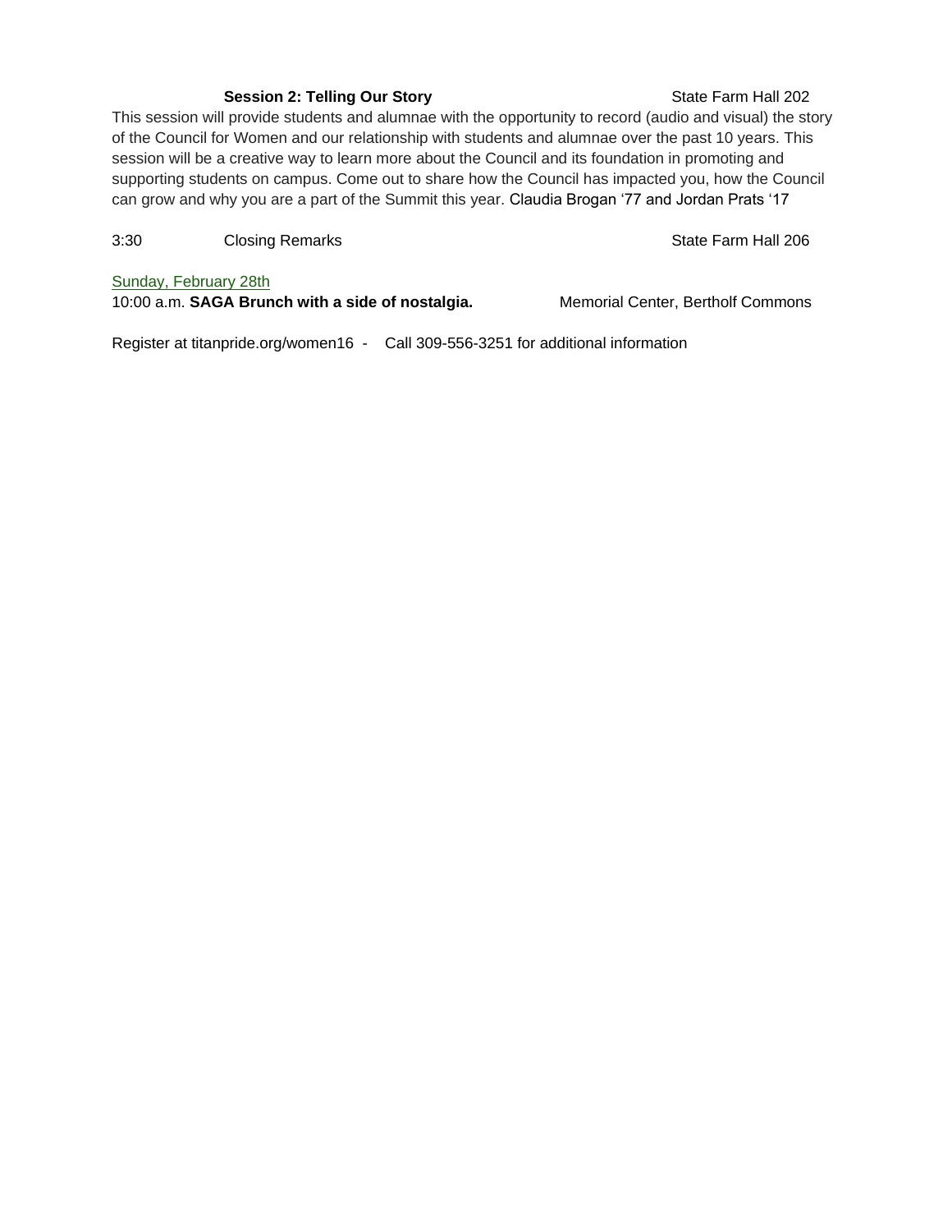**Session 2: Telling Our Story** State Farm Hall 202

This session will provide students and alumnae with the opportunity to record (audio and visual) the story of the Council for Women and our relationship with students and alumnae over the past 10 years. This session will be a creative way to learn more about the Council and its foundation in promoting and supporting students on campus. Come out to share how the Council has impacted you, how the Council can grow and why you are a part of the Summit this year. Claudia Brogan '77 and Jordan Prats '17

3:30 Closing Remarks State Farm Hall 206

Sunday, February 28th

10:00 a.m. **SAGA Brunch with a side of nostalgia.** Memorial Center, Bertholf Commons

Register at titanpride.org/women16 - Call 309-556-3251 for additional information